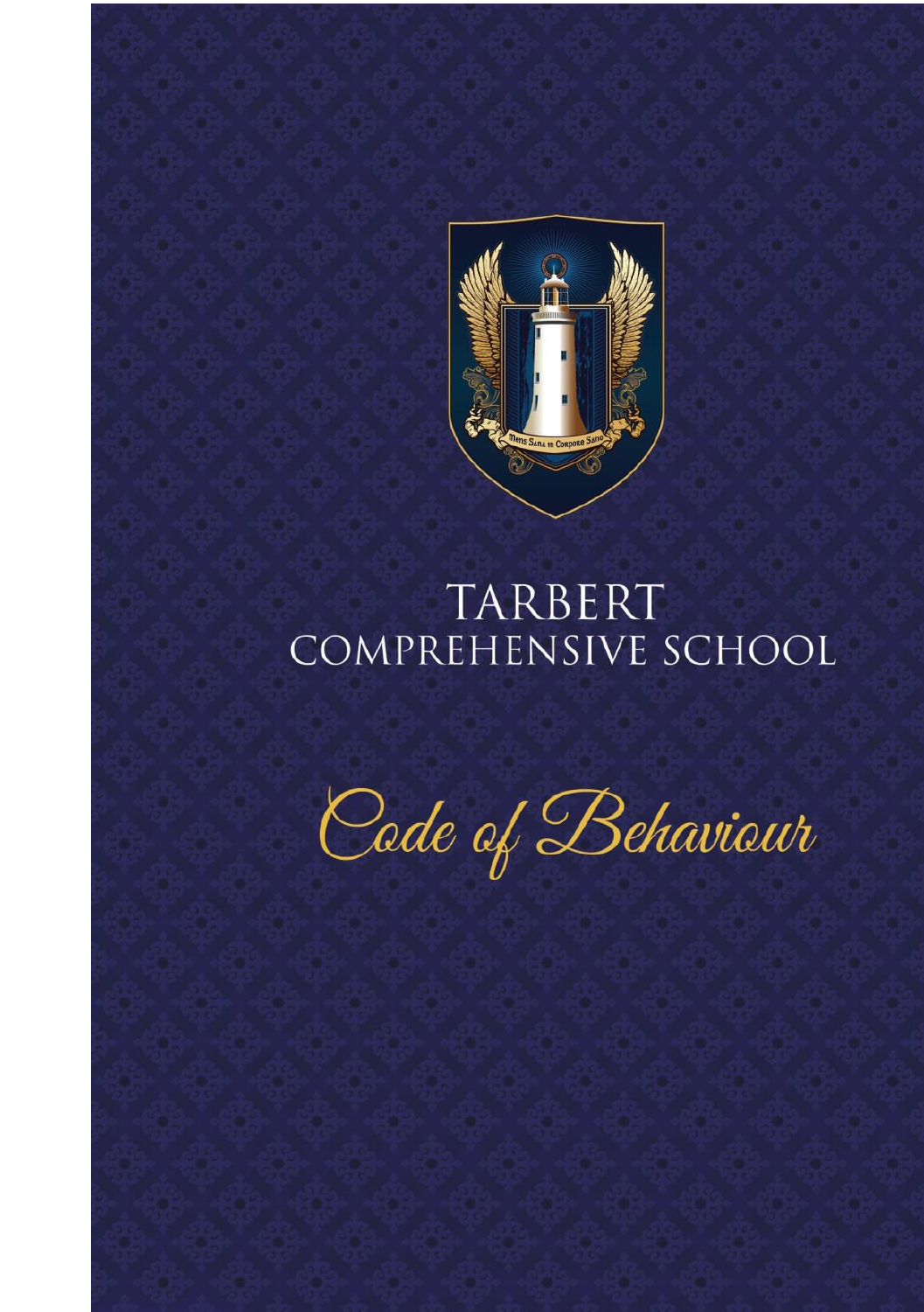# TARBERT COMPREHENSIVE SCHOOL

# Code of Behaviour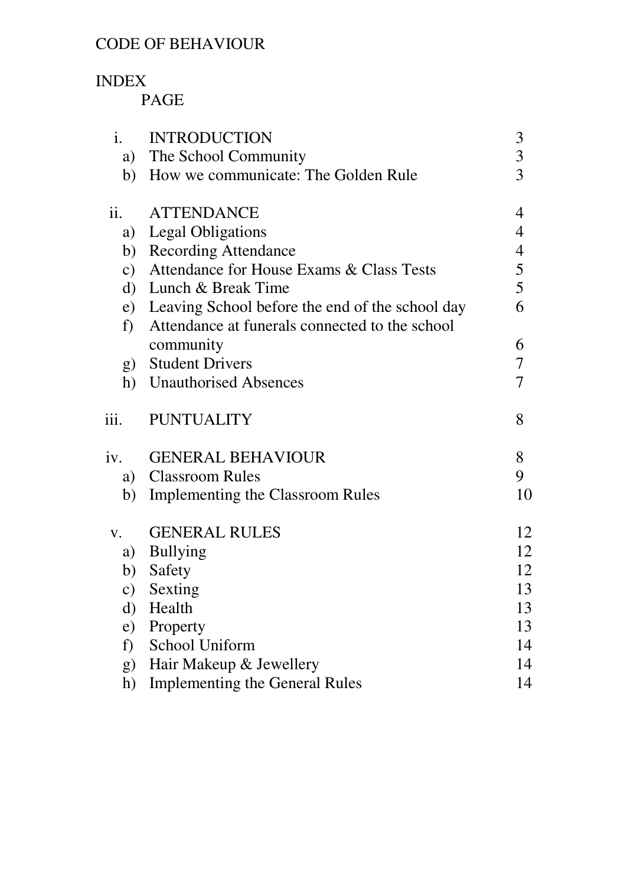# CODE OF BEHAVIOUR

## INDEX

| | | PAGE |
|---|---|---|
| i. | INTRODUCTION | 3 |
| a) | The School Community | 3 |
| b) | How we communicate: The Golden Rule | 3 |
| ii. | ATTENDANCE | 4 |
| a) | Legal Obligations | 4 |
| b) | Recording Attendance | 4 |
| c) | Attendance for House Exams & Class Tests | 5 |
| d) | Lunch & Break Time | 5 |
| e) | Leaving School before the end of the school day | 6 |
| f) | Attendance at funerals connected to the school community | 6 |
| g) | Student Drivers | 7 |
| h) | Unauthorised Absences | 7 |
| iii. | PUNTUALITY | 8 |
| iv. | GENERAL BEHAVIOUR | 8 |
| a) | Classroom Rules | 9 |
| b) | Implementing the Classroom Rules | 10 |
| v. | GENERAL RULES | 12 |
| a) | Bullying | 12 |
| b) | Safety | 12 |
| c) | Sexting | 13 |
| d) | Health | 13 |
| e) | Property | 13 |
| f) | School Uniform | 14 |
| g) | Hair Makeup & Jewellery | 14 |
| h) | Implementing the General Rules | 14 |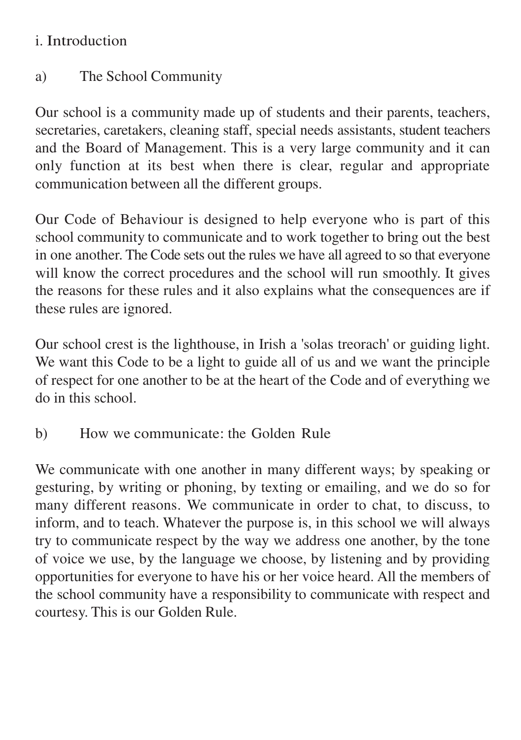## i. Introduction

### a) The School Community

Our school is a community made up of students and their parents, teachers, secretaries, caretakers, cleaning staff, special needs assistants, student teachers and the Board of Management. This is a very large community and it can only function at its best when there is clear, regular and appropriate communication between all the different groups.

Our Code of Behaviour is designed to help everyone who is part of this school community to communicate and to work together to bring out the best in one another. The Code sets out the rules we have all agreed to so that everyone will know the correct procedures and the school will run smoothly. It gives the reasons for these rules and it also explains what the consequences are if these rules are ignored.

Our school crest is the lighthouse, in Irish a 'solas treorach' or guiding light. We want this Code to be a light to guide all of us and we want the principle of respect for one another to be at the heart of the Code and of everything we do in this school.

### b) How we communicate: the Golden Rule

We communicate with one another in many different ways; by speaking or gesturing, by writing or phoning, by texting or emailing, and we do so for many different reasons. We communicate in order to chat, to discuss, to inform, and to teach. Whatever the purpose is, in this school we will always try to communicate respect by the way we address one another, by the tone of voice we use, by the language we choose, by listening and by providing opportunities for everyone to have his or her voice heard. All the members of the school community have a responsibility to communicate with respect and courtesy. This is our Golden Rule.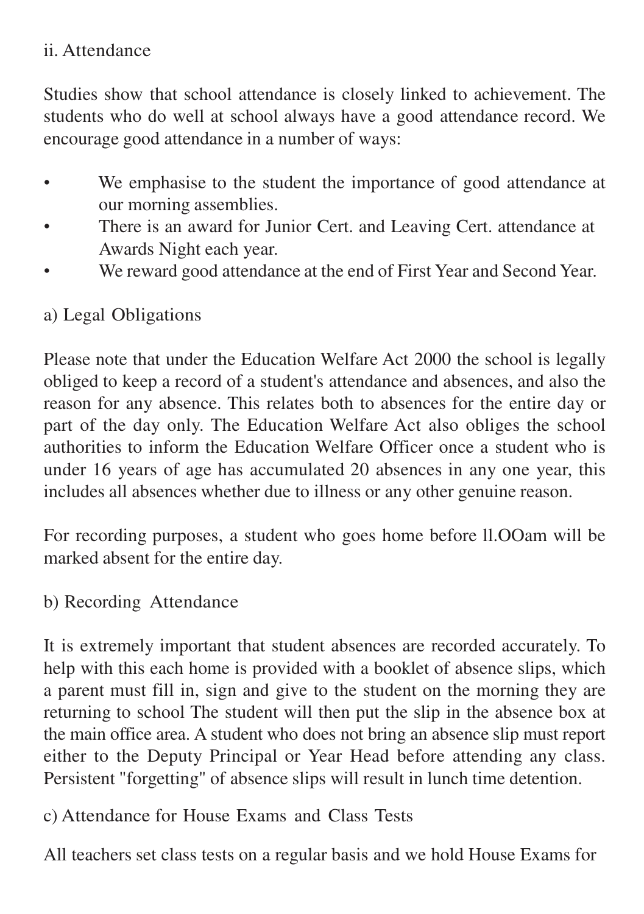## ii. Attendance

Studies show that school attendance is closely linked to achievement. The students who do well at school always have a good attendance record. We encourage good attendance in a number of ways:

- We emphasise to the student the importance of good attendance at our morning assemblies.
- There is an award for Junior Cert. and Leaving Cert. attendance at Awards Night each year.
- We reward good attendance at the end of First Year and Second Year.

### a) Legal Obligations

Please note that under the Education Welfare Act 2000 the school is legally obliged to keep a record of a student's attendance and absences, and also the reason for any absence. This relates both to absences for the entire day or part of the day only. The Education Welfare Act also obliges the school authorities to inform the Education Welfare Officer once a student who is under 16 years of age has accumulated 20 absences in any one year, this includes all absences whether due to illness or any other genuine reason.

For recording purposes, a student who goes home before ll.OOam will be marked absent for the entire day.

### b) Recording Attendance

It is extremely important that student absences are recorded accurately. To help with this each home is provided with a booklet of absence slips, which a parent must fill in, sign and give to the student on the morning they are returning to school The student will then put the slip in the absence box at the main office area. A student who does not bring an absence slip must report either to the Deputy Principal or Year Head before attending any class. Persistent "forgetting" of absence slips will result in lunch time detention.

### c) Attendance for House Exams and Class Tests

All teachers set class tests on a regular basis and we hold House Exams for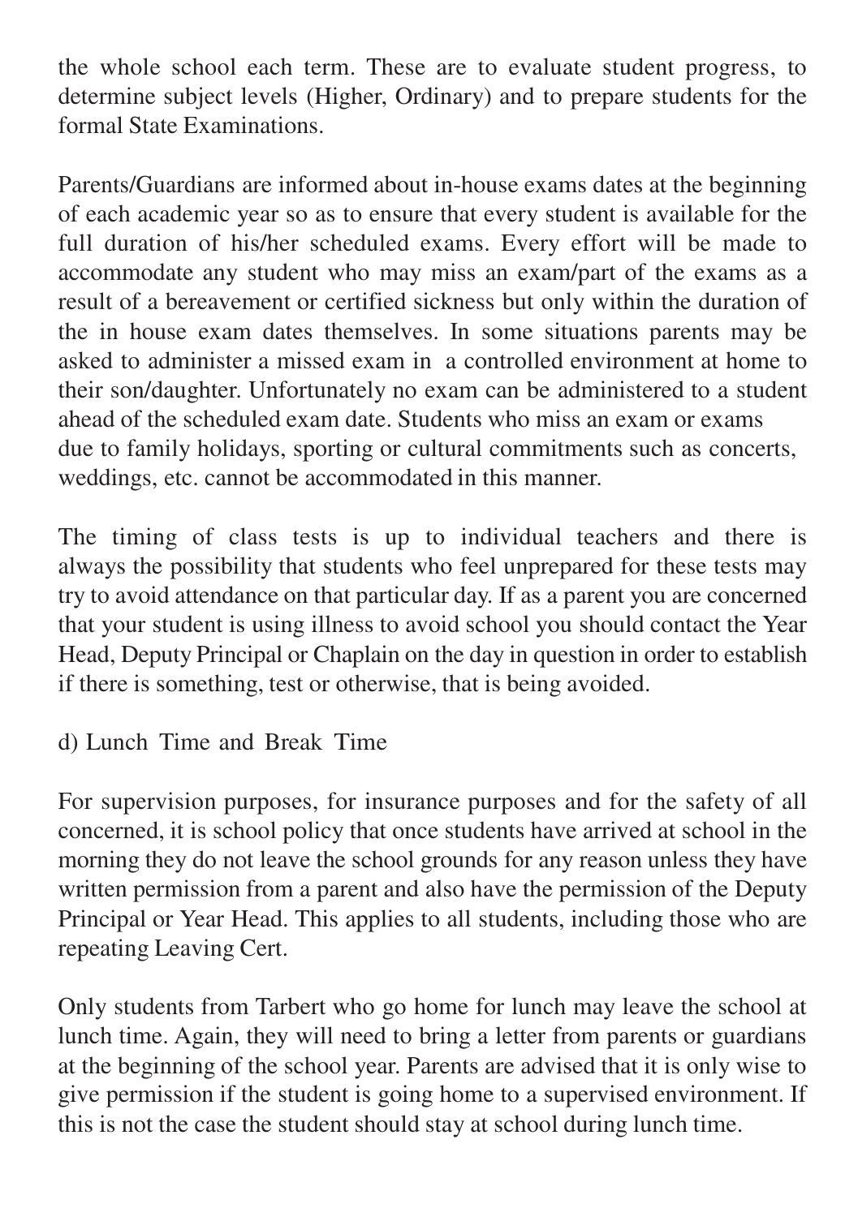the whole school each term. These are to evaluate student progress, to determine subject levels (Higher, Ordinary) and to prepare students for the formal State Examinations.

Parents/Guardians are informed about in-house exams dates at the beginning of each academic year so as to ensure that every student is available for the full duration of his/her scheduled exams. Every effort will be made to accommodate any student who may miss an exam/part of the exams as a result of a bereavement or certified sickness but only within the duration of the in house exam dates themselves. In some situations parents may be asked to administer a missed exam in a controlled environment at home to their son/daughter. Unfortunately no exam can be administered to a student ahead of the scheduled exam date. Students who miss an exam or exams due to family holidays, sporting or cultural commitments such as concerts, weddings, etc. cannot be accommodated in this manner.

The timing of class tests is up to individual teachers and there is always the possibility that students who feel unprepared for these tests may try to avoid attendance on that particular day. If as a parent you are concerned that your student is using illness to avoid school you should contact the Year Head, Deputy Principal or Chaplain on the day in question in order to establish if there is something, test or otherwise, that is being avoided.

### d) Lunch Time and Break Time

For supervision purposes, for insurance purposes and for the safety of all concerned, it is school policy that once students have arrived at school in the morning they do not leave the school grounds for any reason unless they have written permission from a parent and also have the permission of the Deputy Principal or Year Head. This applies to all students, including those who are repeating Leaving Cert.

Only students from Tarbert who go home for lunch may leave the school at lunch time. Again, they will need to bring a letter from parents or guardians at the beginning of the school year. Parents are advised that it is only wise to give permission if the student is going home to a supervised environment. If this is not the case the student should stay at school during lunch time.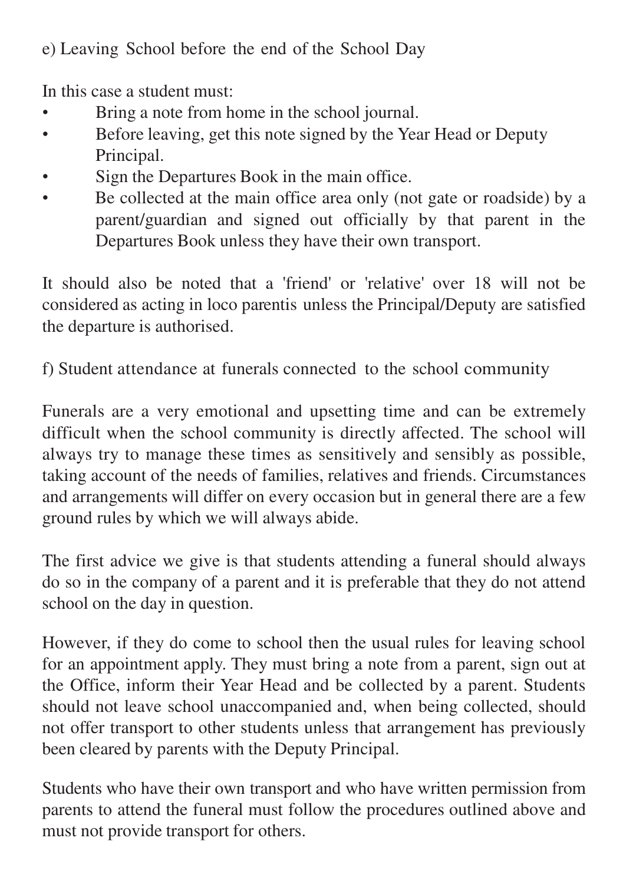e) Leaving School before the end of the School Day

In this case a student must:

- Bring a note from home in the school journal.
- Before leaving, get this note signed by the Year Head or Deputy Principal.
- Sign the Departures Book in the main office.
- Be collected at the main office area only (not gate or roadside) by a parent/guardian and signed out officially by that parent in the Departures Book unless they have their own transport.

It should also be noted that a 'friend' or 'relative' over 18 will not be considered as acting in loco parentis unless the Principal/Deputy are satisfied the departure is authorised.

f) Student attendance at funerals connected to the school community

Funerals are a very emotional and upsetting time and can be extremely difficult when the school community is directly affected. The school will always try to manage these times as sensitively and sensibly as possible, taking account of the needs of families, relatives and friends. Circumstances and arrangements will differ on every occasion but in general there are a few ground rules by which we will always abide.

The first advice we give is that students attending a funeral should always do so in the company of a parent and it is preferable that they do not attend school on the day in question.

However, if they do come to school then the usual rules for leaving school for an appointment apply. They must bring a note from a parent, sign out at the Office, inform their Year Head and be collected by a parent. Students should not leave school unaccompanied and, when being collected, should not offer transport to other students unless that arrangement has previously been cleared by parents with the Deputy Principal.

Students who have their own transport and who have written permission from parents to attend the funeral must follow the procedures outlined above and must not provide transport for others.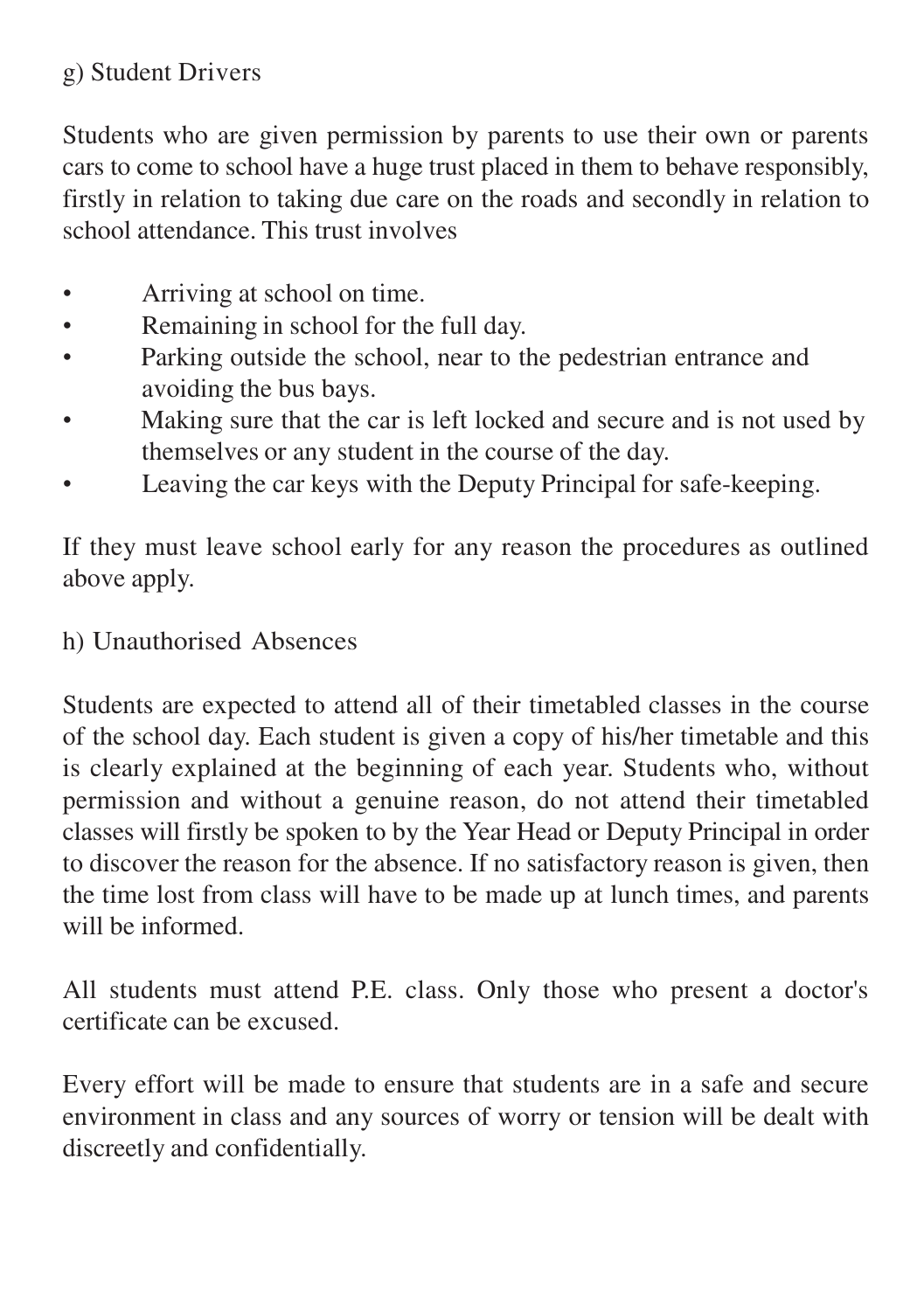### g) Student Drivers

Students who are given permission by parents to use their own or parents cars to come to school have a huge trust placed in them to behave responsibly, firstly in relation to taking due care on the roads and secondly in relation to school attendance. This trust involves

- Arriving at school on time.
- Remaining in school for the full day.
- Parking outside the school, near to the pedestrian entrance and avoiding the bus bays.
- Making sure that the car is left locked and secure and is not used by themselves or any student in the course of the day.
- Leaving the car keys with the Deputy Principal for safe-keeping.

If they must leave school early for any reason the procedures as outlined above apply.

### h) Unauthorised Absences

Students are expected to attend all of their timetabled classes in the course of the school day. Each student is given a copy of his/her timetable and this is clearly explained at the beginning of each year. Students who, without permission and without a genuine reason, do not attend their timetabled classes will firstly be spoken to by the Year Head or Deputy Principal in order to discover the reason for the absence. If no satisfactory reason is given, then the time lost from class will have to be made up at lunch times, and parents will be informed.

All students must attend P.E. class. Only those who present a doctor's certificate can be excused.

Every effort will be made to ensure that students are in a safe and secure environment in class and any sources of worry or tension will be dealt with discreetly and confidentially.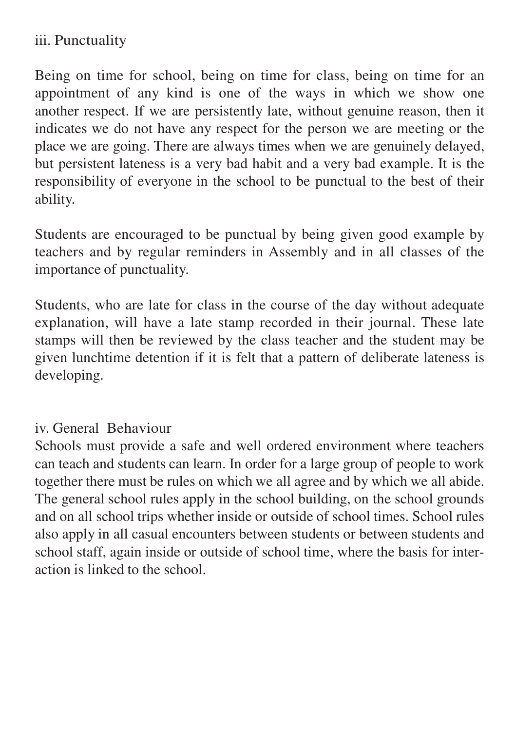### iii. Punctuality

Being on time for school, being on time for class, being on time for an appointment of any kind is one of the ways in which we show one another respect. If we are persistently late, without genuine reason, then it indicates we do not have any respect for the person we are meeting or the place we are going. There are always times when we are genuinely delayed, but persistent lateness is a very bad habit and a very bad example. It is the responsibility of everyone in the school to be punctual to the best of their ability.

Students are encouraged to be punctual by being given good example by teachers and by regular reminders in Assembly and in all classes of the importance of punctuality.

Students, who are late for class in the course of the day without adequate explanation, will have a late stamp recorded in their journal. These late stamps will then be reviewed by the class teacher and the student may be given lunchtime detention if it is felt that a pattern of deliberate lateness is developing.

### iv. General Behaviour

Schools must provide a safe and well ordered environment where teachers can teach and students can learn. In order for a large group of people to work together there must be rules on which we all agree and by which we all abide. The general school rules apply in the school building, on the school grounds and on all school trips whether inside or outside of school times. School rules also apply in all casual encounters between students or between students and school staff, again inside or outside of school time, where the basis for interaction is linked to the school.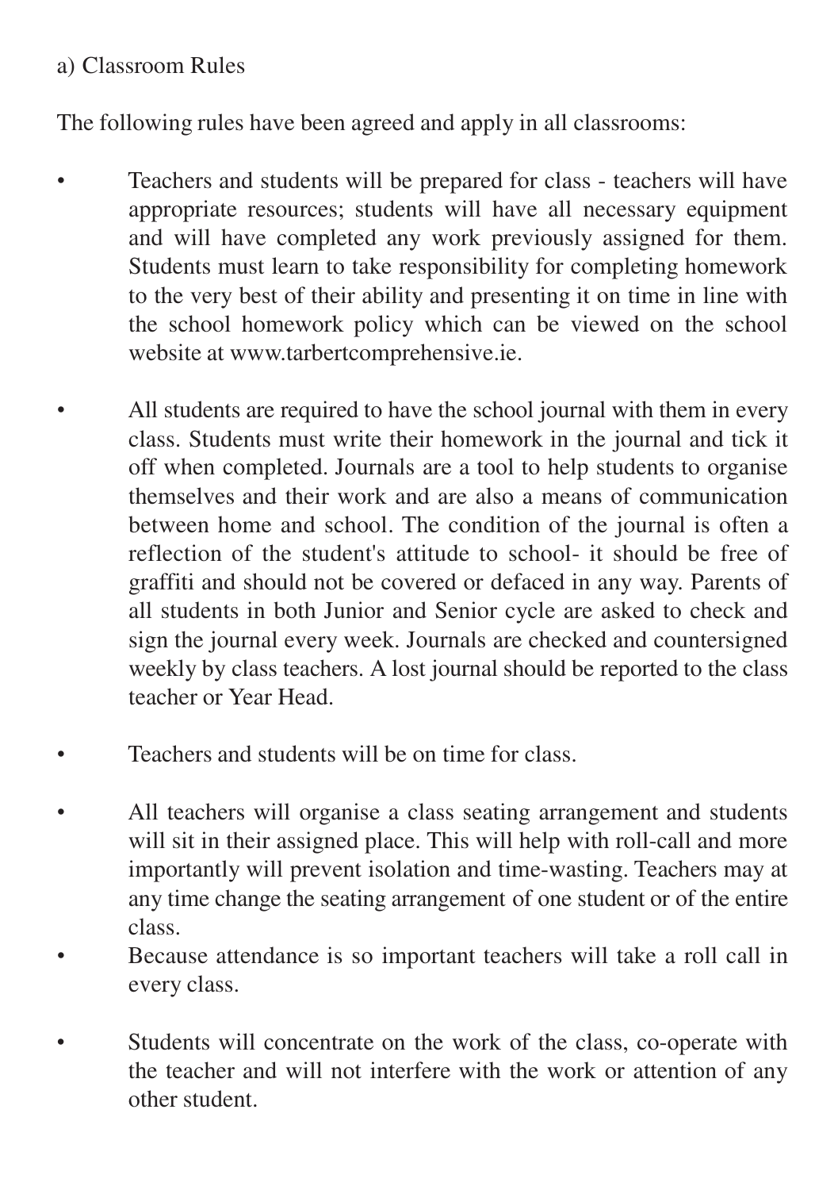a) Classroom Rules

The following rules have been agreed and apply in all classrooms:

- Teachers and students will be prepared for class - teachers will have appropriate resources; students will have all necessary equipment and will have completed any work previously assigned for them. Students must learn to take responsibility for completing homework to the very best of their ability and presenting it on time in line with the school homework policy which can be viewed on the school website at www.tarbertcomprehensive.ie.

- All students are required to have the school journal with them in every class. Students must write their homework in the journal and tick it off when completed. Journals are a tool to help students to organise themselves and their work and are also a means of communication between home and school. The condition of the journal is often a reflection of the student's attitude to school- it should be free of graffiti and should not be covered or defaced in any way. Parents of all students in both Junior and Senior cycle are asked to check and sign the journal every week. Journals are checked and countersigned weekly by class teachers. A lost journal should be reported to the class teacher or Year Head.

- Teachers and students will be on time for class.

- All teachers will organise a class seating arrangement and students will sit in their assigned place. This will help with roll-call and more importantly will prevent isolation and time-wasting. Teachers may at any time change the seating arrangement of one student or of the entire class.
- Because attendance is so important teachers will take a roll call in every class.

- Students will concentrate on the work of the class, co-operate with the teacher and will not interfere with the work or attention of any other student.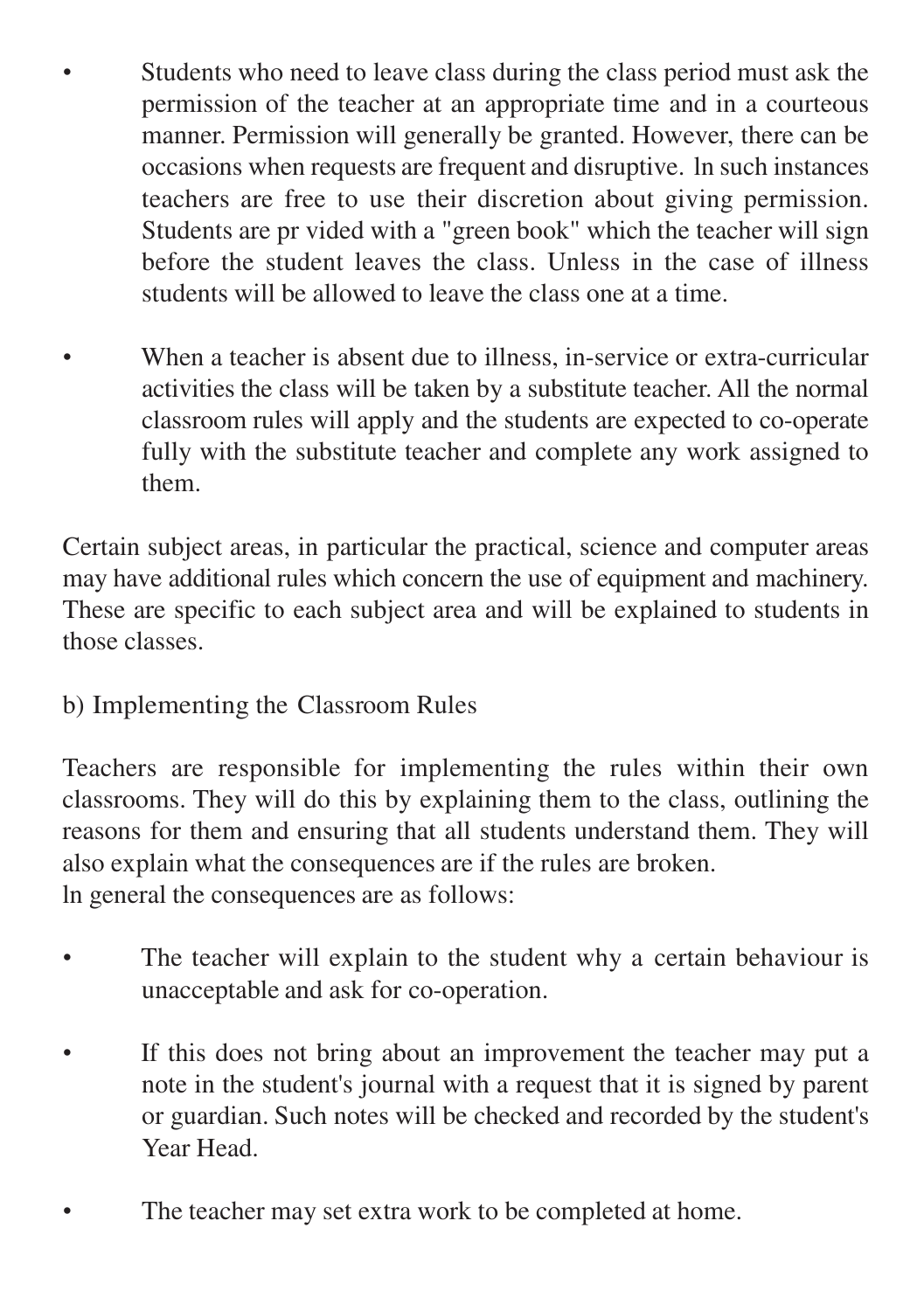- Students who need to leave class during the class period must ask the permission of the teacher at an appropriate time and in a courteous manner. Permission will generally be granted. However, there can be occasions when requests are frequent and disruptive. ln such instances teachers are free to use their discretion about giving permission. Students are pr vided with a "green book" which the teacher will sign before the student leaves the class. Unless in the case of illness students will be allowed to leave the class one at a time.

- When a teacher is absent due to illness, in-service or extra-curricular activities the class will be taken by a substitute teacher. All the normal classroom rules will apply and the students are expected to co-operate fully with the substitute teacher and complete any work assigned to them.

Certain subject areas, in particular the practical, science and computer areas may have additional rules which concern the use of equipment and machinery. These are specific to each subject area and will be explained to students in those classes.

b) Implementing the Classroom Rules

Teachers are responsible for implementing the rules within their own classrooms. They will do this by explaining them to the class, outlining the reasons for them and ensuring that all students understand them. They will also explain what the consequences are if the rules are broken.
ln general the consequences are as follows:

- The teacher will explain to the student why a certain behaviour is unacceptable and ask for co-operation.

- If this does not bring about an improvement the teacher may put a note in the student's journal with a request that it is signed by parent or guardian. Such notes will be checked and recorded by the student's Year Head.

- The teacher may set extra work to be completed at home.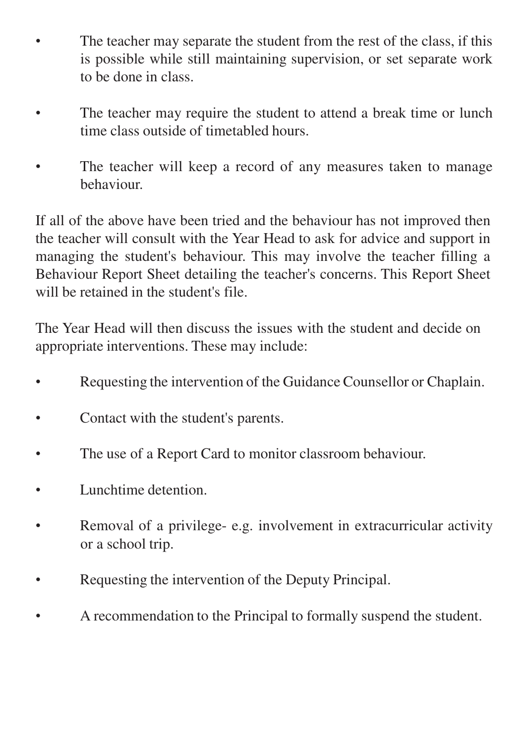- The teacher may separate the student from the rest of the class, if this is possible while still maintaining supervision, or set separate work to be done in class.
- The teacher may require the student to attend a break time or lunch time class outside of timetabled hours.
- The teacher will keep a record of any measures taken to manage behaviour.

If all of the above have been tried and the behaviour has not improved then the teacher will consult with the Year Head to ask for advice and support in managing the student's behaviour. This may involve the teacher filling a Behaviour Report Sheet detailing the teacher's concerns. This Report Sheet will be retained in the student's file.

The Year Head will then discuss the issues with the student and decide on appropriate interventions. These may include:

- Requesting the intervention of the Guidance Counsellor or Chaplain.
- Contact with the student's parents.
- The use of a Report Card to monitor classroom behaviour.
- Lunchtime detention.
- Removal of a privilege- e.g. involvement in extracurricular activity or a school trip.
- Requesting the intervention of the Deputy Principal.
- A recommendation to the Principal to formally suspend the student.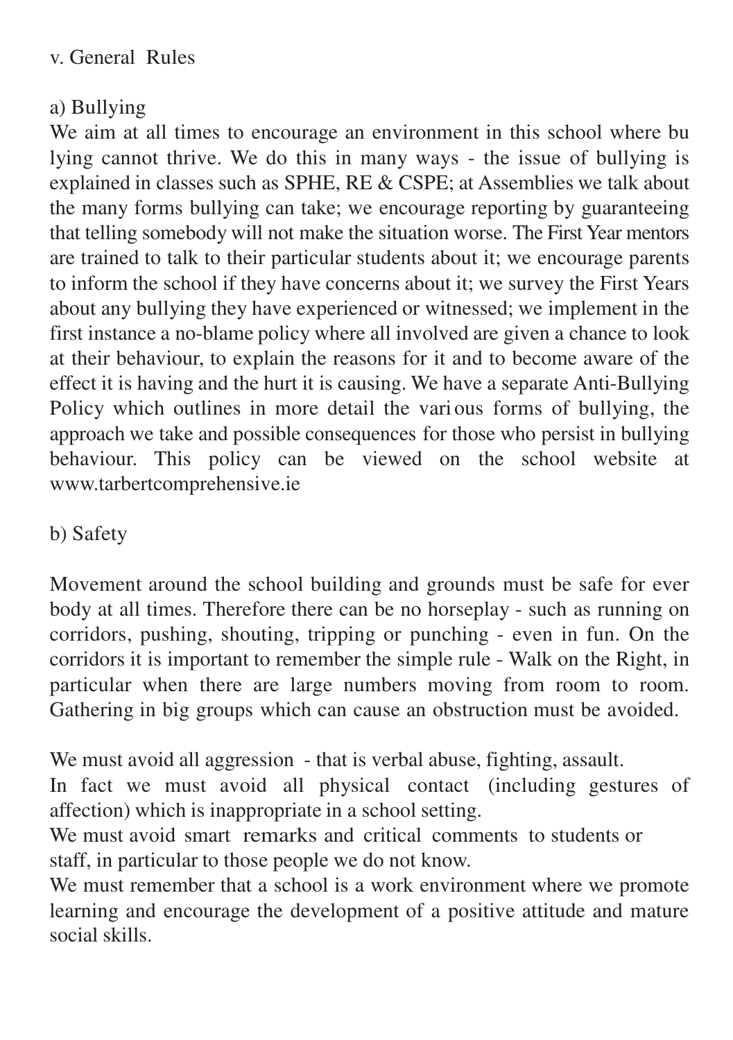## v. General Rules

### a) Bullying

We aim at all times to encourage an environment in this school where bullying cannot thrive. We do this in many ways - the issue of bullying is explained in classes such as SPHE, RE & CSPE; at Assemblies we talk about the many forms bullying can take; we encourage reporting by guaranteeing that telling somebody will not make the situation worse. The First Year mentors are trained to talk to their particular students about it; we encourage parents to inform the school if they have concerns about it; we survey the First Years about any bullying they have experienced or witnessed; we implement in the first instance a no-blame policy where all involved are given a chance to look at their behaviour, to explain the reasons for it and to become aware of the effect it is having and the hurt it is causing. We have a separate Anti-Bullying Policy which outlines in more detail the various forms of bullying, the approach we take and possible consequences for those who persist in bullying behaviour. This policy can be viewed on the school website at www.tarbertcomprehensive.ie

### b) Safety

Movement around the school building and grounds must be safe for everybody at all times. Therefore there can be no horseplay - such as running on corridors, pushing, shouting, tripping or punching - even in fun. On the corridors it is important to remember the simple rule - Walk on the Right, in particular when there are large numbers moving from room to room. Gathering in big groups which can cause an obstruction must be avoided.

We must avoid all aggression - that is verbal abuse, fighting, assault.
In fact we must avoid all physical contact (including gestures of affection) which is inappropriate in a school setting.
We must avoid smart remarks and critical comments to students or staff, in particular to those people we do not know.
We must remember that a school is a work environment where we promote learning and encourage the development of a positive attitude and mature social skills.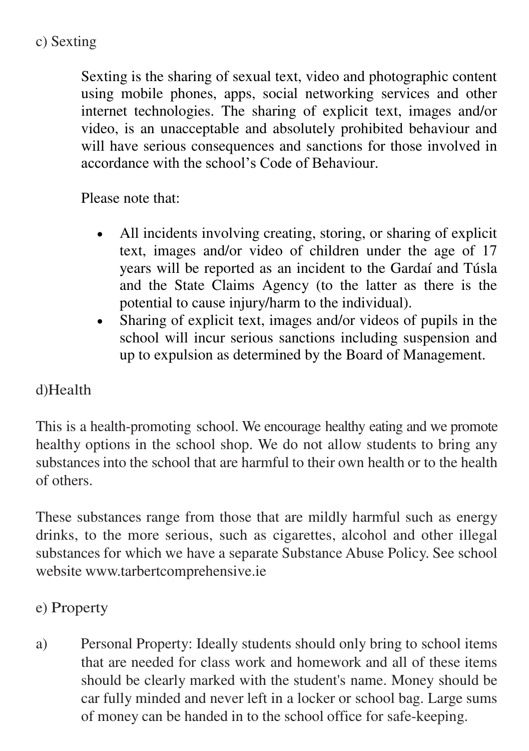c) Sexting

Sexting is the sharing of sexual text, video and photographic content using mobile phones, apps, social networking services and other internet technologies. The sharing of explicit text, images and/or video, is an unacceptable and absolutely prohibited behaviour and will have serious consequences and sanctions for those involved in accordance with the school's Code of Behaviour.

Please note that:

- All incidents involving creating, storing, or sharing of explicit text, images and/or video of children under the age of 17 years will be reported as an incident to the Gardaí and Túsla and the State Claims Agency (to the latter as there is the potential to cause injury/harm to the individual).
- Sharing of explicit text, images and/or videos of pupils in the school will incur serious sanctions including suspension and up to expulsion as determined by the Board of Management.

d)Health

This is a health-promoting school. We encourage healthy eating and we promote healthy options in the school shop. We do not allow students to bring any substances into the school that are harmful to their own health or to the health of others.

These substances range from those that are mildly harmful such as energy drinks, to the more serious, such as cigarettes, alcohol and other illegal substances for which we have a separate Substance Abuse Policy. See school website www.tarbertcomprehensive.ie

e) Property

a) Personal Property: Ideally students should only bring to school items that are needed for class work and homework and all of these items should be clearly marked with the student's name. Money should be car fully minded and never left in a locker or school bag. Large sums of money can be handed in to the school office for safe-keeping.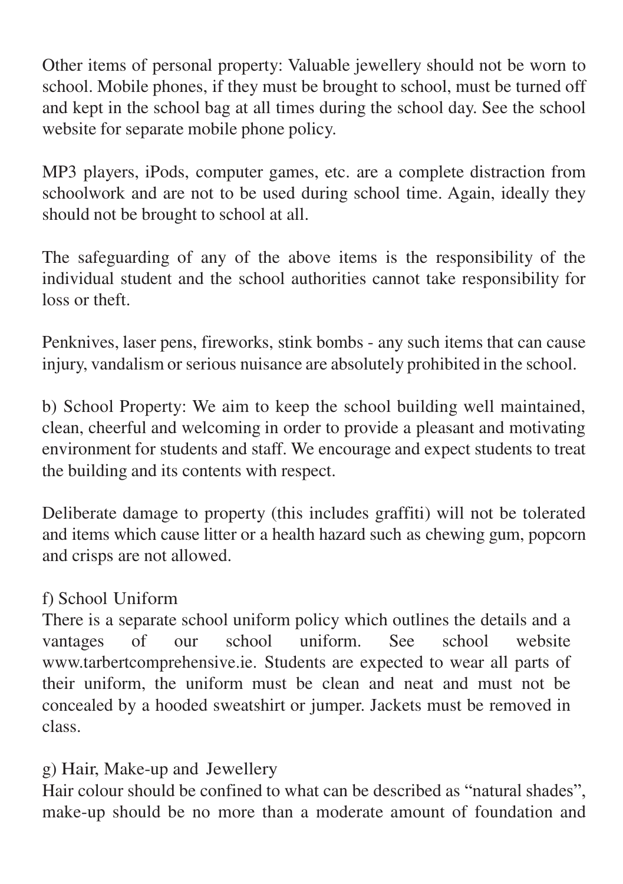Other items of personal property: Valuable jewellery should not be worn to school. Mobile phones, if they must be brought to school, must be turned off and kept in the school bag at all times during the school day. See the school website for separate mobile phone policy.

MP3 players, iPods, computer games, etc. are a complete distraction from schoolwork and are not to be used during school time. Again, ideally they should not be brought to school at all.

The safeguarding of any of the above items is the responsibility of the individual student and the school authorities cannot take responsibility for loss or theft.

Penknives, laser pens, fireworks, stink bombs - any such items that can cause injury, vandalism or serious nuisance are absolutely prohibited in the school.

b) School Property: We aim to keep the school building well maintained, clean, cheerful and welcoming in order to provide a pleasant and motivating environment for students and staff. We encourage and expect students to treat the building and its contents with respect.

Deliberate damage to property (this includes graffiti) will not be tolerated and items which cause litter or a health hazard such as chewing gum, popcorn and crisps are not allowed.

f) School Uniform

There is a separate school uniform policy which outlines the details and a vantages of our school uniform. See school website www.tarbertcomprehensive.ie. Students are expected to wear all parts of their uniform, the uniform must be clean and neat and must not be concealed by a hooded sweatshirt or jumper. Jackets must be removed in class.

g) Hair, Make-up and Jewellery

Hair colour should be confined to what can be described as "natural shades", make-up should be no more than a moderate amount of foundation and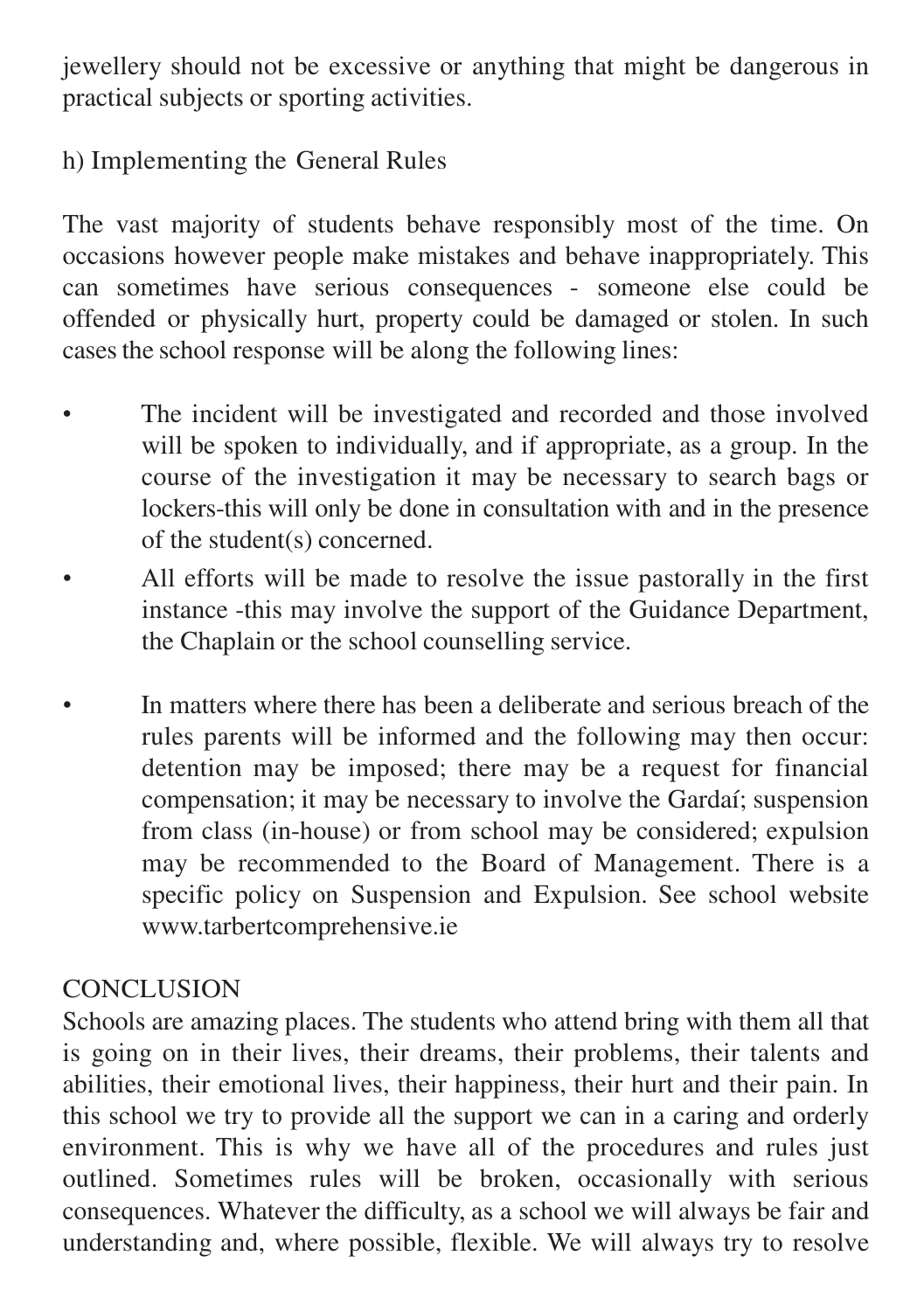jewellery should not be excessive or anything that might be dangerous in practical subjects or sporting activities.

### h) Implementing the General Rules

The vast majority of students behave responsibly most of the time. On occasions however people make mistakes and behave inappropriately. This can sometimes have serious consequences - someone else could be offended or physically hurt, property could be damaged or stolen. In such cases the school response will be along the following lines:

- The incident will be investigated and recorded and those involved will be spoken to individually, and if appropriate, as a group. In the course of the investigation it may be necessary to search bags or lockers-this will only be done in consultation with and in the presence of the student(s) concerned.
- All efforts will be made to resolve the issue pastorally in the first instance -this may involve the support of the Guidance Department, the Chaplain or the school counselling service.
- In matters where there has been a deliberate and serious breach of the rules parents will be informed and the following may then occur: detention may be imposed; there may be a request for financial compensation; it may be necessary to involve the Gardaí; suspension from class (in-house) or from school may be considered; expulsion may be recommended to the Board of Management. There is a specific policy on Suspension and Expulsion. See school website www.tarbertcomprehensive.ie

## CONCLUSION

Schools are amazing places. The students who attend bring with them all that is going on in their lives, their dreams, their problems, their talents and abilities, their emotional lives, their happiness, their hurt and their pain. In this school we try to provide all the support we can in a caring and orderly environment. This is why we have all of the procedures and rules just outlined. Sometimes rules will be broken, occasionally with serious consequences. Whatever the difficulty, as a school we will always be fair and understanding and, where possible, flexible. We will always try to resolve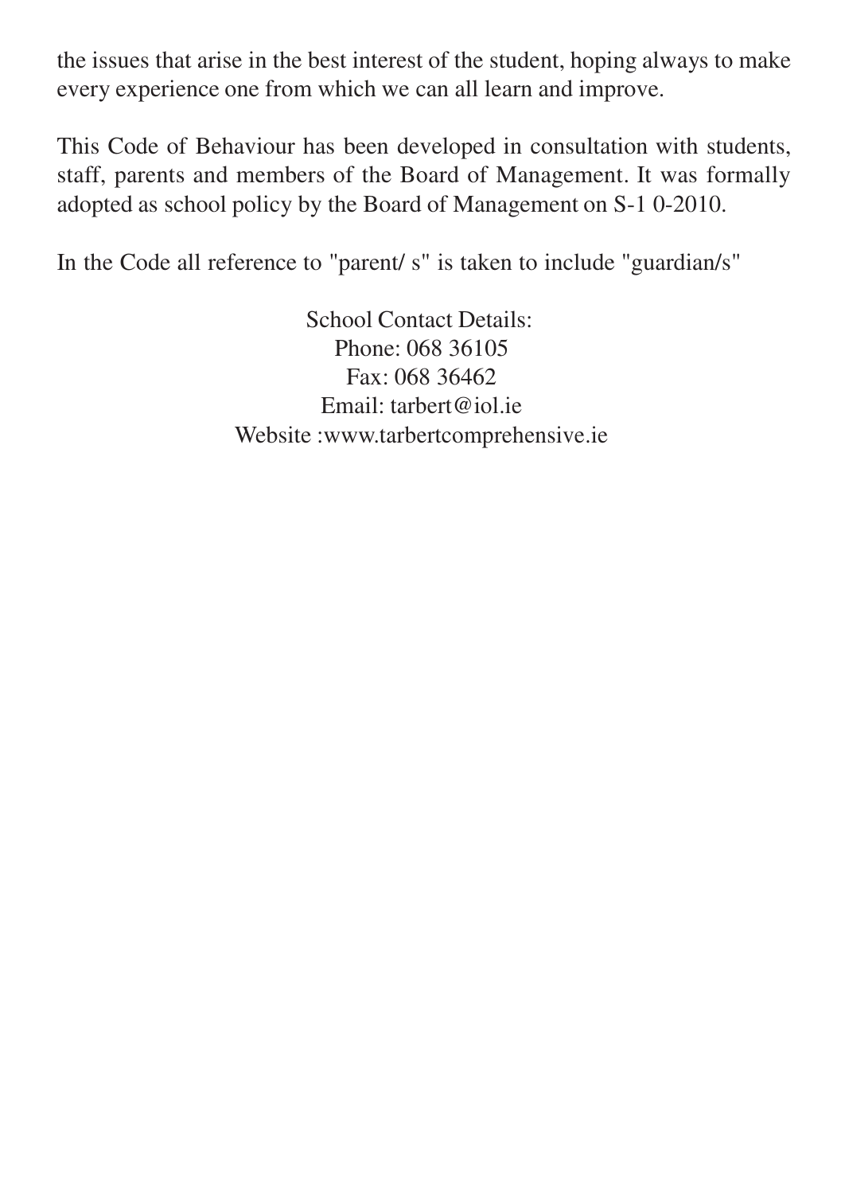the issues that arise in the best interest of the student, hoping always to make every experience one from which we can all learn and improve.

This Code of Behaviour has been developed in consultation with students, staff, parents and members of the Board of Management. It was formally adopted as school policy by the Board of Management on S-1 0-2010.

In the Code all reference to "parent/ s" is taken to include "guardian/s"

School Contact Details:
Phone: 068 36105
Fax: 068 36462
Email: tarbert@iol.ie
Website :www.tarbertcomprehensive.ie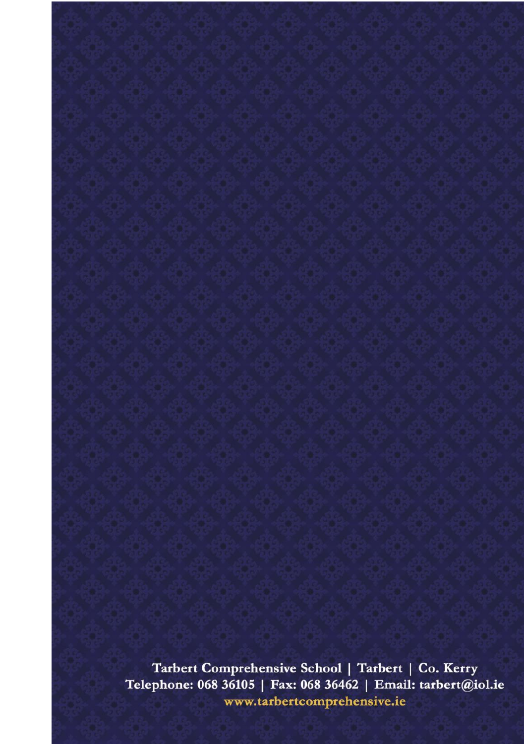Tarbert Comprehensive School | Tarbert | Co. Kerry
Telephone: 068 36105 | Fax: 068 36462 | Email: tarbert@iol.ie
www.tarbertcomprehensive.ie